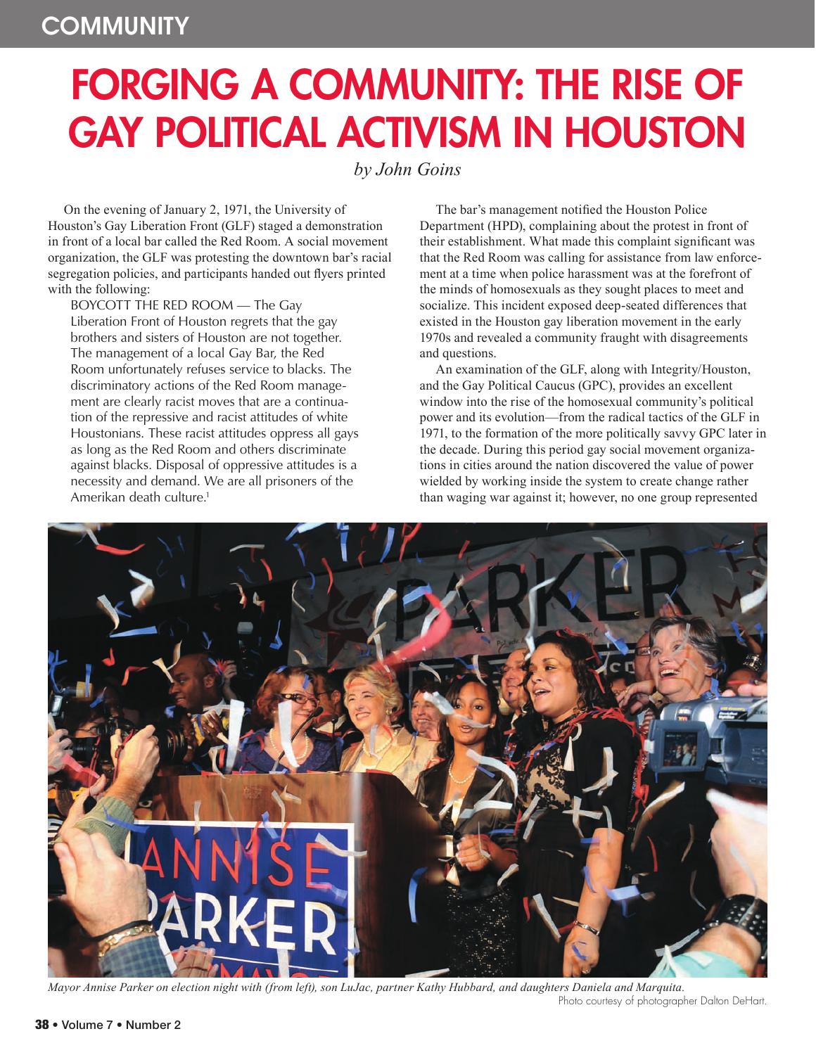# FORGING A COMMUNITY: THE RISE OF GAY POLITICAL ACTIVISM IN HOUSTON

*by John Goins*

On the evening of January 2, 1971, the University of Houston's Gay Liberation Front (GLF) staged a demonstration in front of a local bar called the Red Room. A social movement organization, the GLF was protesting the downtown bar's racial segregation policies, and participants handed out flyers printed with the following:

> BOYCOTT THE RED ROOM — The Gay Liberation Front of Houston regrets that the gay brothers and sisters of Houston are not together. The management of a local Gay Bar, the Red Room unfortunately refuses service to blacks. The discriminatory actions of the Red Room management are clearly racist moves that are a continuation of the repressive and racist attitudes of white Houstonians. These racist attitudes oppress all gays as long as the Red Room and others discriminate against blacks. Disposal of oppressive attitudes is a necessity and demand. We are all prisoners of the Amerikan death culture.[1]

The bar's management notified the Houston Police Department (HPD), complaining about the protest in front of their establishment. What made this complaint significant was that the Red Room was calling for assistance from law enforcement at a time when police harassment was at the forefront of the minds of homosexuals as they sought places to meet and socialize. This incident exposed deep-seated differences that existed in the Houston gay liberation movement in the early 1970s and revealed a community fraught with disagreements and questions.

An examination of the GLF, along with Integrity/Houston, and the Gay Political Caucus (GPC), provides an excellent window into the rise of the homosexual community's political power and its evolution—from the radical tactics of the GLF in 1971, to the formation of the more politically savvy GPC later in the decade. During this period gay social movement organizations in cities around the nation discovered the value of power wielded by working inside the system to create change rather than waging war against it; however, no one group represented

*Mayor Annise Parker on election night with (from left), son LuJac, partner Kathy Hubbard, and daughters Daniela and Marquita.*
Photo courtesy of photographer Dalton DeHart.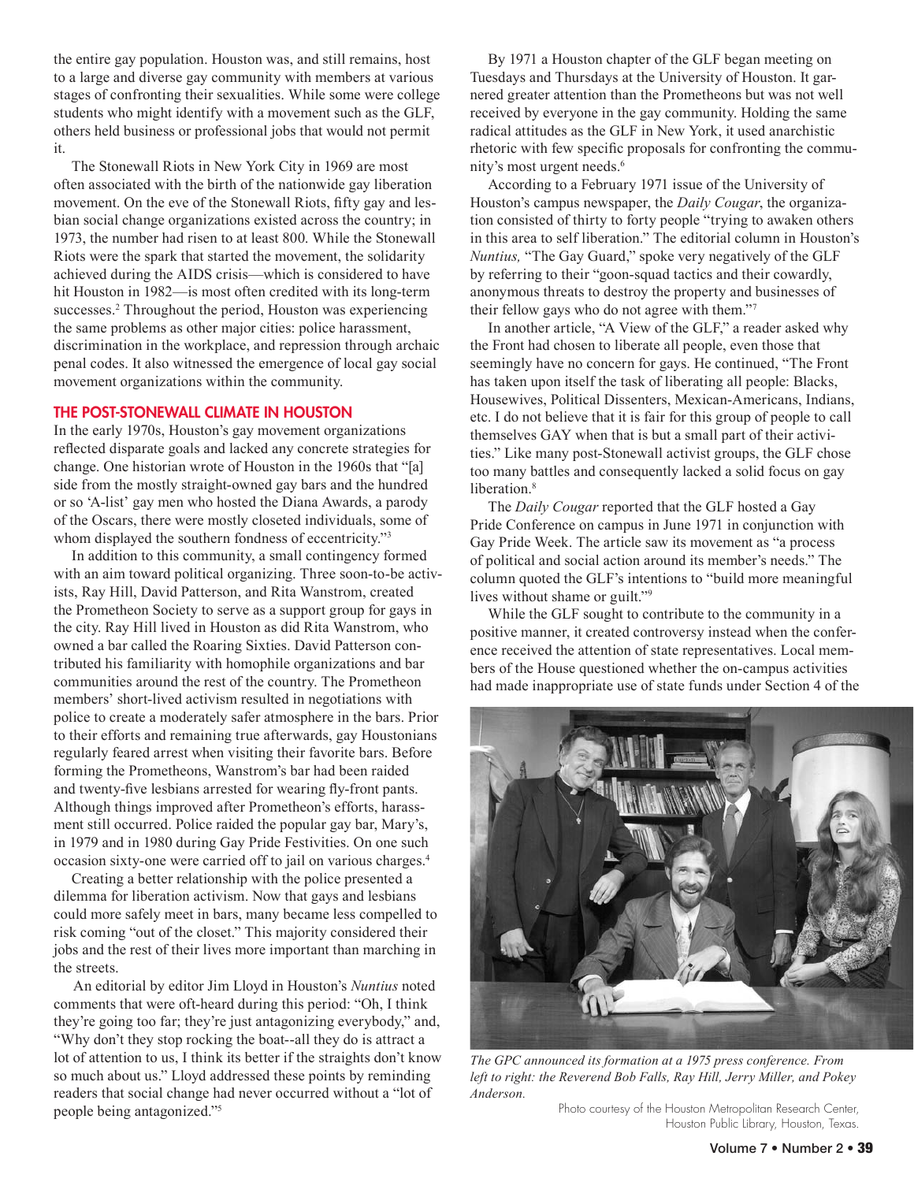the entire gay population. Houston was, and still remains, host to a large and diverse gay community with members at various stages of confronting their sexualities. While some were college students who might identify with a movement such as the GLF, others held business or professional jobs that would not permit it.

The Stonewall Riots in New York City in 1969 are most often associated with the birth of the nationwide gay liberation movement. On the eve of the Stonewall Riots, fifty gay and lesbian social change organizations existed across the country; in 1973, the number had risen to at least 800. While the Stonewall Riots were the spark that started the movement, the solidarity achieved during the AIDS crisis—which is considered to have hit Houston in 1982—is most often credited with its long-term successes.[2] Throughout the period, Houston was experiencing the same problems as other major cities: police harassment, discrimination in the workplace, and repression through archaic penal codes. It also witnessed the emergence of local gay social movement organizations within the community.

## THE POST-STONEWALL CLIMATE IN HOUSTON

In the early 1970s, Houston's gay movement organizations reflected disparate goals and lacked any concrete strategies for change. One historian wrote of Houston in the 1960s that "[a]side from the mostly straight-owned gay bars and the hundred or so 'A-list' gay men who hosted the Diana Awards, a parody of the Oscars, there were mostly closeted individuals, some of whom displayed the southern fondness of eccentricity."[3]

In addition to this community, a small contingency formed with an aim toward political organizing. Three soon-to-be activists, Ray Hill, David Patterson, and Rita Wanstrom, created the Prometheon Society to serve as a support group for gays in the city. Ray Hill lived in Houston as did Rita Wanstrom, who owned a bar called the Roaring Sixties. David Patterson contributed his familiarity with homophile organizations and bar communities around the rest of the country. The Prometheon members' short-lived activism resulted in negotiations with police to create a moderately safer atmosphere in the bars. Prior to their efforts and remaining true afterwards, gay Houstonians regularly feared arrest when visiting their favorite bars. Before forming the Prometheons, Wanstrom's bar had been raided and twenty-five lesbians arrested for wearing fly-front pants. Although things improved after Prometheon's efforts, harassment still occurred. Police raided the popular gay bar, Mary's, in 1979 and in 1980 during Gay Pride Festivities. On one such occasion sixty-one were carried off to jail on various charges.[4]

Creating a better relationship with the police presented a dilemma for liberation activism. Now that gays and lesbians could more safely meet in bars, many became less compelled to risk coming "out of the closet." This majority considered their jobs and the rest of their lives more important than marching in the streets.

An editorial by editor Jim Lloyd in Houston's *Nuntius* noted comments that were oft-heard during this period: "Oh, I think they're going too far; they're just antagonizing everybody," and, "Why don't they stop rocking the boat--all they do is attract a lot of attention to us, I think its better if the straights don't know so much about us." Lloyd addressed these points by reminding readers that social change had never occurred without a "lot of people being antagonized."[5]

By 1971 a Houston chapter of the GLF began meeting on Tuesdays and Thursdays at the University of Houston. It garnered greater attention than the Prometheons but was not well received by everyone in the gay community. Holding the same radical attitudes as the GLF in New York, it used anarchistic rhetoric with few specific proposals for confronting the community's most urgent needs.[6]

According to a February 1971 issue of the University of Houston's campus newspaper, the *Daily Cougar*, the organization consisted of thirty to forty people "trying to awaken others in this area to self liberation." The editorial column in Houston's *Nuntius,* "The Gay Guard," spoke very negatively of the GLF by referring to their "goon-squad tactics and their cowardly, anonymous threats to destroy the property and businesses of their fellow gays who do not agree with them."[7]

In another article, "A View of the GLF," a reader asked why the Front had chosen to liberate all people, even those that seemingly have no concern for gays. He continued, "The Front has taken upon itself the task of liberating all people: Blacks, Housewives, Political Dissenters, Mexican-Americans, Indians, etc. I do not believe that it is fair for this group of people to call themselves GAY when that is but a small part of their activities." Like many post-Stonewall activist groups, the GLF chose too many battles and consequently lacked a solid focus on gay liberation.[8]

The *Daily Cougar* reported that the GLF hosted a Gay Pride Conference on campus in June 1971 in conjunction with Gay Pride Week. The article saw its movement as "a process of political and social action around its member's needs." The column quoted the GLF's intentions to "build more meaningful lives without shame or guilt."[9]

While the GLF sought to contribute to the community in a positive manner, it created controversy instead when the conference received the attention of state representatives. Local members of the House questioned whether the on-campus activities had made inappropriate use of state funds under Section 4 of the

*The GPC announced its formation at a 1975 press conference. From left to right: the Reverend Bob Falls, Ray Hill, Jerry Miller, and Pokey Anderson.*

Photo courtesy of the Houston Metropolitan Research Center, Houston Public Library, Houston, Texas.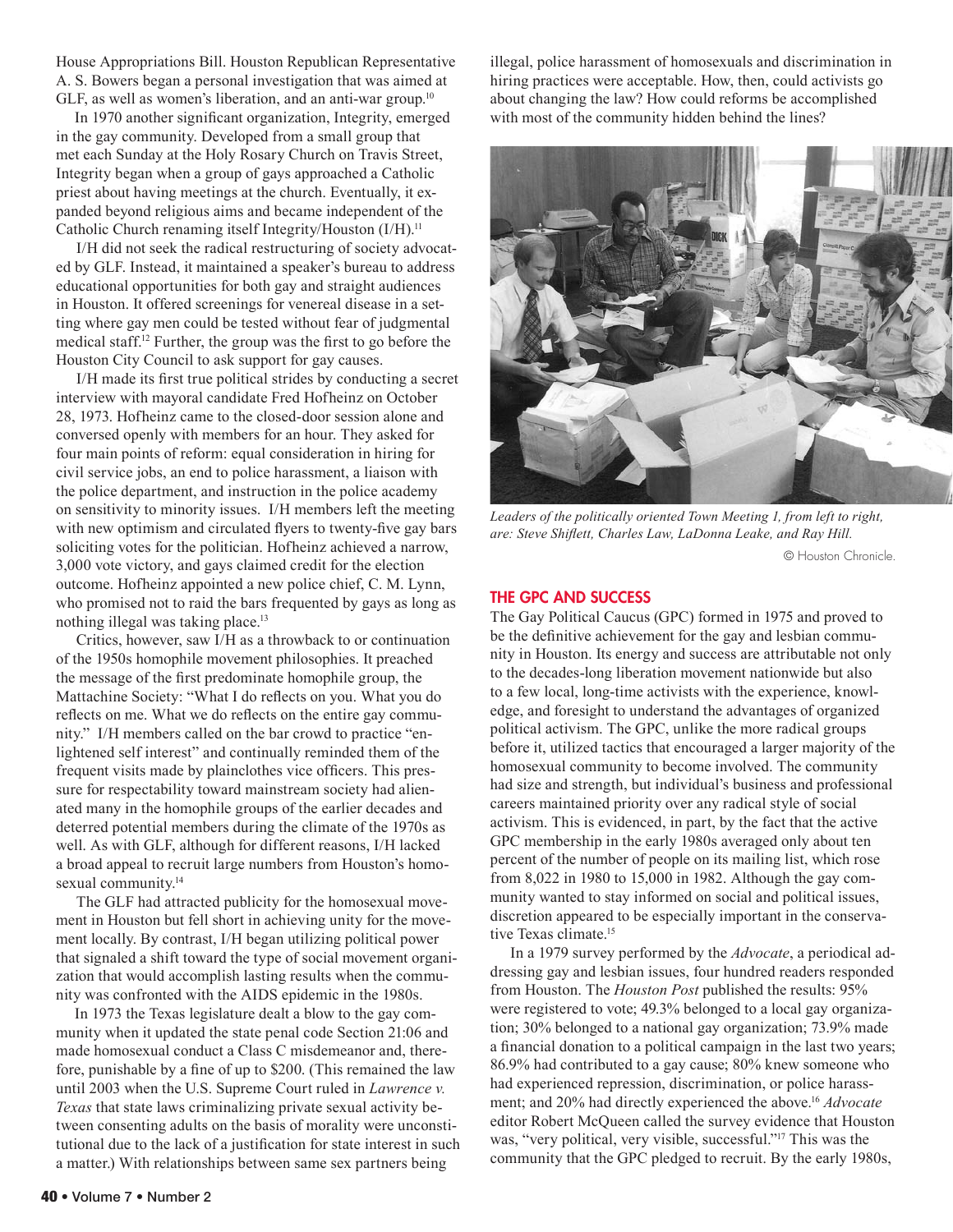House Appropriations Bill. Houston Republican Representative A. S. Bowers began a personal investigation that was aimed at GLF, as well as women's liberation, and an anti-war group.[10]

In 1970 another significant organization, Integrity, emerged in the gay community. Developed from a small group that met each Sunday at the Holy Rosary Church on Travis Street, Integrity began when a group of gays approached a Catholic priest about having meetings at the church. Eventually, it expanded beyond religious aims and became independent of the Catholic Church renaming itself Integrity/Houston (I/H).[11]

I/H did not seek the radical restructuring of society advocated by GLF. Instead, it maintained a speaker's bureau to address educational opportunities for both gay and straight audiences in Houston. It offered screenings for venereal disease in a setting where gay men could be tested without fear of judgmental medical staff.[12] Further, the group was the first to go before the Houston City Council to ask support for gay causes.

I/H made its first true political strides by conducting a secret interview with mayoral candidate Fred Hofheinz on October 28, 1973. Hofheinz came to the closed-door session alone and conversed openly with members for an hour. They asked for four main points of reform: equal consideration in hiring for civil service jobs, an end to police harassment, a liaison with the police department, and instruction in the police academy on sensitivity to minority issues. I/H members left the meeting with new optimism and circulated flyers to twenty-five gay bars soliciting votes for the politician. Hofheinz achieved a narrow, 3,000 vote victory, and gays claimed credit for the election outcome. Hofheinz appointed a new police chief, C. M. Lynn, who promised not to raid the bars frequented by gays as long as nothing illegal was taking place.[13]

Critics, however, saw I/H as a throwback to or continuation of the 1950s homophile movement philosophies. It preached the message of the first predominate homophile group, the Mattachine Society: "What I do reflects on you. What you do reflects on me. What we do reflects on the entire gay community." I/H members called on the bar crowd to practice "enlightened self interest" and continually reminded them of the frequent visits made by plainclothes vice officers. This pressure for respectability toward mainstream society had alienated many in the homophile groups of the earlier decades and deterred potential members during the climate of the 1970s as well. As with GLF, although for different reasons, I/H lacked a broad appeal to recruit large numbers from Houston's homosexual community.[14]

The GLF had attracted publicity for the homosexual movement in Houston but fell short in achieving unity for the movement locally. By contrast, I/H began utilizing political power that signaled a shift toward the type of social movement organization that would accomplish lasting results when the community was confronted with the AIDS epidemic in the 1980s.

In 1973 the Texas legislature dealt a blow to the gay community when it updated the state penal code Section 21:06 and made homosexual conduct a Class C misdemeanor and, therefore, punishable by a fine of up to \$200. (This remained the law until 2003 when the U.S. Supreme Court ruled in *Lawrence v. Texas* that state laws criminalizing private sexual activity between consenting adults on the basis of morality were unconstitutional due to the lack of a justification for state interest in such a matter.) With relationships between same sex partners being illegal, police harassment of homosexuals and discrimination in hiring practices were acceptable. How, then, could activists go about changing the law? How could reforms be accomplished with most of the community hidden behind the lines?

*Leaders of the politically oriented Town Meeting 1, from left to right, are: Steve Shiflett, Charles Law, LaDonna Leake, and Ray Hill.*

© Houston Chronicle.

## THE GPC AND SUCCESS

The Gay Political Caucus (GPC) formed in 1975 and proved to be the definitive achievement for the gay and lesbian community in Houston. Its energy and success are attributable not only to the decades-long liberation movement nationwide but also to a few local, long-time activists with the experience, knowledge, and foresight to understand the advantages of organized political activism. The GPC, unlike the more radical groups before it, utilized tactics that encouraged a larger majority of the homosexual community to become involved. The community had size and strength, but individual's business and professional careers maintained priority over any radical style of social activism. This is evidenced, in part, by the fact that the active GPC membership in the early 1980s averaged only about ten percent of the number of people on its mailing list, which rose from 8,022 in 1980 to 15,000 in 1982. Although the gay community wanted to stay informed on social and political issues, discretion appeared to be especially important in the conservative Texas climate.[15]

In a 1979 survey performed by the *Advocate*, a periodical addressing gay and lesbian issues, four hundred readers responded from Houston. The *Houston Post* published the results: 95% were registered to vote; 49.3% belonged to a local gay organization; 30% belonged to a national gay organization; 73.9% made a financial donation to a political campaign in the last two years; 86.9% had contributed to a gay cause; 80% knew someone who had experienced repression, discrimination, or police harassment; and 20% had directly experienced the above.[16] *Advocate* editor Robert McQueen called the survey evidence that Houston was, "very political, very visible, successful."[17] This was the community that the GPC pledged to recruit. By the early 1980s,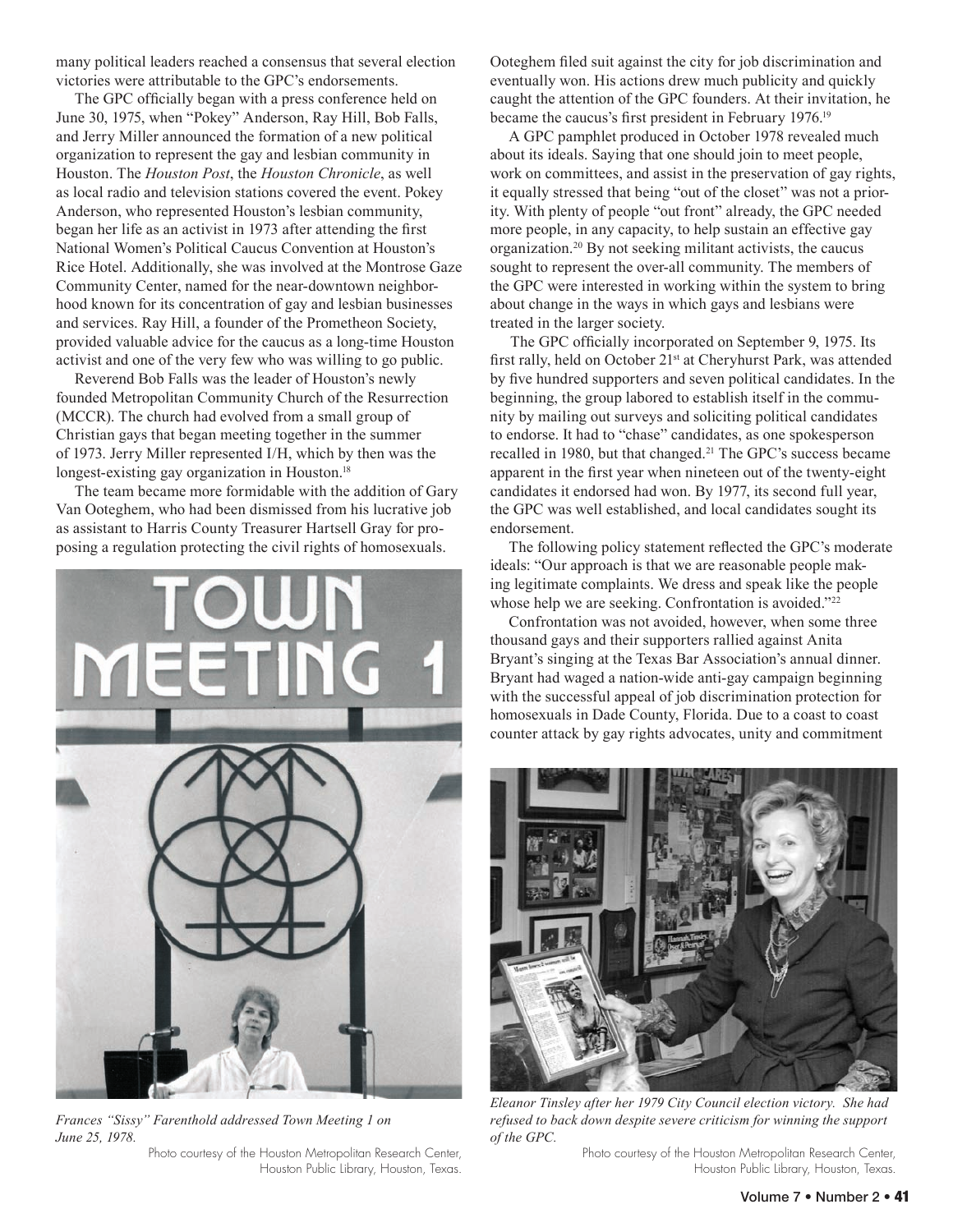many political leaders reached a consensus that several election victories were attributable to the GPC's endorsements.

The GPC officially began with a press conference held on June 30, 1975, when "Pokey" Anderson, Ray Hill, Bob Falls, and Jerry Miller announced the formation of a new political organization to represent the gay and lesbian community in Houston. The *Houston Post*, the *Houston Chronicle*, as well as local radio and television stations covered the event. Pokey Anderson, who represented Houston's lesbian community, began her life as an activist in 1973 after attending the first National Women's Political Caucus Convention at Houston's Rice Hotel. Additionally, she was involved at the Montrose Gaze Community Center, named for the near-downtown neighborhood known for its concentration of gay and lesbian businesses and services. Ray Hill, a founder of the Prometheon Society, provided valuable advice for the caucus as a long-time Houston activist and one of the very few who was willing to go public.

Reverend Bob Falls was the leader of Houston's newly founded Metropolitan Community Church of the Resurrection (MCCR). The church had evolved from a small group of Christian gays that began meeting together in the summer of 1973. Jerry Miller represented I/H, which by then was the longest-existing gay organization in Houston.[18]

The team became more formidable with the addition of Gary Van Ooteghem, who had been dismissed from his lucrative job as assistant to Harris County Treasurer Hartsell Gray for proposing a regulation protecting the civil rights of homosexuals. Ooteghem filed suit against the city for job discrimination and eventually won. His actions drew much publicity and quickly caught the attention of the GPC founders. At their invitation, he became the caucus's first president in February 1976.[19]

*Frances "Sissy" Farenthold addressed Town Meeting 1 on June 25, 1978.*

Photo courtesy of the Houston Metropolitan Research Center, Houston Public Library, Houston, Texas.

A GPC pamphlet produced in October 1978 revealed much about its ideals. Saying that one should join to meet people, work on committees, and assist in the preservation of gay rights, it equally stressed that being "out of the closet" was not a priority. With plenty of people "out front" already, the GPC needed more people, in any capacity, to help sustain an effective gay organization.[20] By not seeking militant activists, the caucus sought to represent the over-all community. The members of the GPC were interested in working within the system to bring about change in the ways in which gays and lesbians were treated in the larger society.

The GPC officially incorporated on September 9, 1975. Its first rally, held on October 21st at Cheryhurst Park, was attended by five hundred supporters and seven political candidates. In the beginning, the group labored to establish itself in the community by mailing out surveys and soliciting political candidates to endorse. It had to "chase" candidates, as one spokesperson recalled in 1980, but that changed.[21] The GPC's success became apparent in the first year when nineteen out of the twenty-eight candidates it endorsed had won. By 1977, its second full year, the GPC was well established, and local candidates sought its endorsement.

The following policy statement reflected the GPC's moderate ideals: "Our approach is that we are reasonable people making legitimate complaints. We dress and speak like the people whose help we are seeking. Confrontation is avoided."[22]

Confrontation was not avoided, however, when some three thousand gays and their supporters rallied against Anita Bryant's singing at the Texas Bar Association's annual dinner. Bryant had waged a nation-wide anti-gay campaign beginning with the successful appeal of job discrimination protection for homosexuals in Dade County, Florida. Due to a coast to coast counter attack by gay rights advocates, unity and commitment

*Eleanor Tinsley after her 1979 City Council election victory. She had refused to back down despite severe criticism for winning the support of the GPC.*

Photo courtesy of the Houston Metropolitan Research Center, Houston Public Library, Houston, Texas.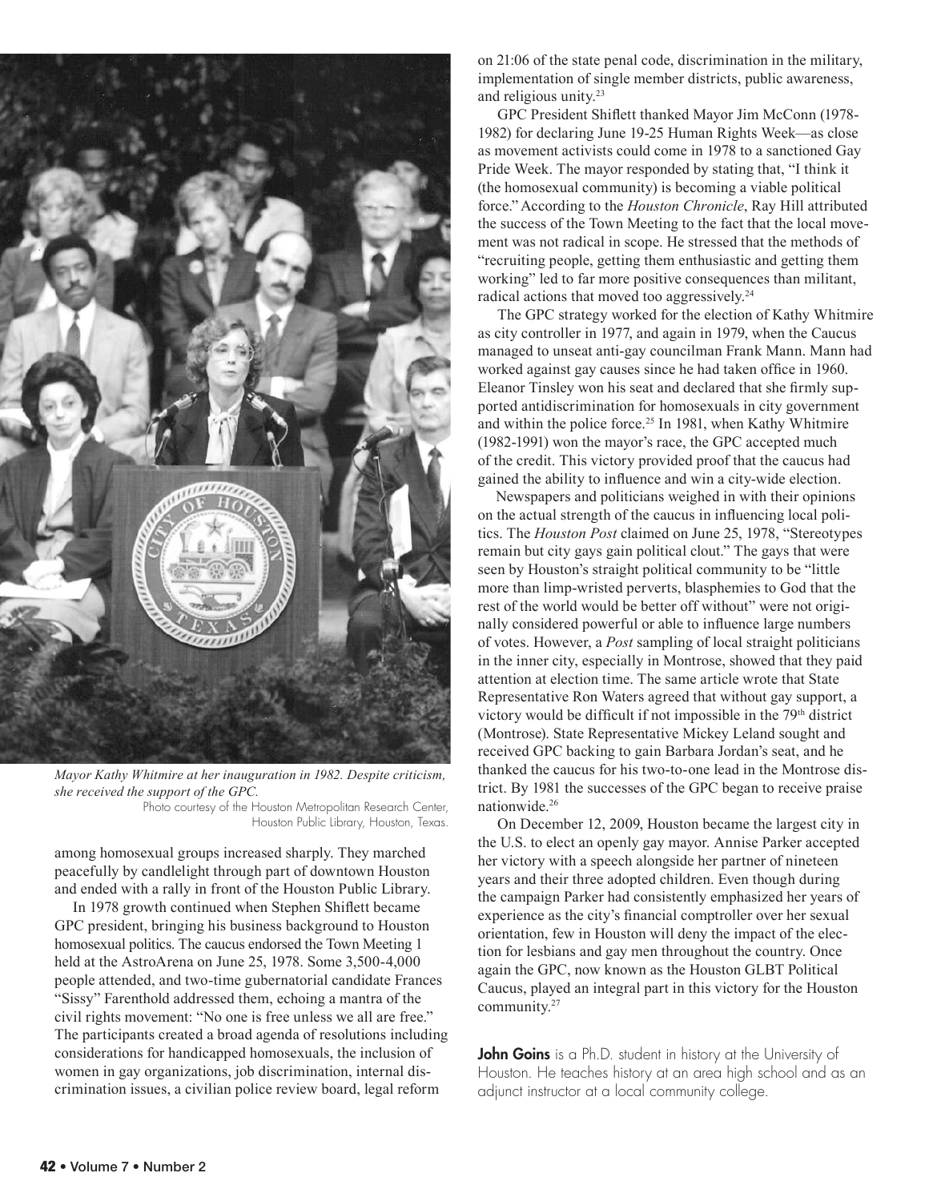*Mayor Kathy Whitmire at her inauguration in 1982. Despite criticism, she received the support of the GPC.*

Photo courtesy of the Houston Metropolitan Research Center, Houston Public Library, Houston, Texas.

among homosexual groups increased sharply. They marched peacefully by candlelight through part of downtown Houston and ended with a rally in front of the Houston Public Library.

In 1978 growth continued when Stephen Shiflett became GPC president, bringing his business background to Houston homosexual politics. The caucus endorsed the Town Meeting 1 held at the AstroArena on June 25, 1978. Some 3,500-4,000 people attended, and two-time gubernatorial candidate Frances "Sissy" Farenthold addressed them, echoing a mantra of the civil rights movement: "No one is free unless we all are free." The participants created a broad agenda of resolutions including considerations for handicapped homosexuals, the inclusion of women in gay organizations, job discrimination, internal discrimination issues, a civilian police review board, legal reform on 21:06 of the state penal code, discrimination in the military, implementation of single member districts, public awareness, and religious unity.[23]

GPC President Shiflett thanked Mayor Jim McConn (1978-1982) for declaring June 19-25 Human Rights Week—as close as movement activists could come in 1978 to a sanctioned Gay Pride Week. The mayor responded by stating that, "I think it (the homosexual community) is becoming a viable political force." According to the *Houston Chronicle*, Ray Hill attributed the success of the Town Meeting to the fact that the local movement was not radical in scope. He stressed that the methods of "recruiting people, getting them enthusiastic and getting them working" led to far more positive consequences than militant, radical actions that moved too aggressively.[24]

The GPC strategy worked for the election of Kathy Whitmire as city controller in 1977, and again in 1979, when the Caucus managed to unseat anti-gay councilman Frank Mann. Mann had worked against gay causes since he had taken office in 1960. Eleanor Tinsley won his seat and declared that she firmly supported antidiscrimination for homosexuals in city government and within the police force.[25] In 1981, when Kathy Whitmire (1982-1991) won the mayor's race, the GPC accepted much of the credit. This victory provided proof that the caucus had gained the ability to influence and win a city-wide election.

Newspapers and politicians weighed in with their opinions on the actual strength of the caucus in influencing local politics. The *Houston Post* claimed on June 25, 1978, "Stereotypes remain but city gays gain political clout." The gays that were seen by Houston's straight political community to be "little more than limp-wristed perverts, blasphemies to God that the rest of the world would be better off without" were not originally considered powerful or able to influence large numbers of votes. However, a *Post* sampling of local straight politicians in the inner city, especially in Montrose, showed that they paid attention at election time. The same article wrote that State Representative Ron Waters agreed that without gay support, a victory would be difficult if not impossible in the 79th district (Montrose). State Representative Mickey Leland sought and received GPC backing to gain Barbara Jordan's seat, and he thanked the caucus for his two-to-one lead in the Montrose district. By 1981 the successes of the GPC began to receive praise nationwide.[26]

On December 12, 2009, Houston became the largest city in the U.S. to elect an openly gay mayor. Annise Parker accepted her victory with a speech alongside her partner of nineteen years and their three adopted children. Even though during the campaign Parker had consistently emphasized her years of experience as the city's financial comptroller over her sexual orientation, few in Houston will deny the impact of the election for lesbians and gay men throughout the country. Once again the GPC, now known as the Houston GLBT Political Caucus, played an integral part in this victory for the Houston community.[27]

**John Goins** is a Ph.D. student in history at the University of Houston. He teaches history at an area high school and as an adjunct instructor at a local community college.